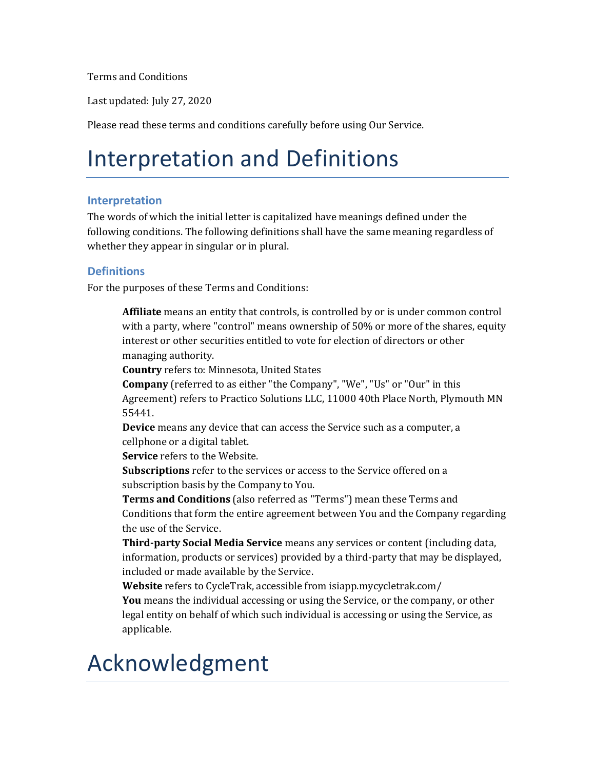Terms and Conditions

Last updated: July 27, 2020

Please read these terms and conditions carefully before using Our Service.

# Interpretation and Definitions

## Interpretation

The words of which the initial letter is capitalized have meanings defined under the following conditions. The following definitions shall have the same meaning regardless of whether they appear in singular or in plural.

## Definitions

For the purposes of these Terms and Conditions:

**Affiliate** means an entity that controls, is controlled by or is under common control with a party, where "control" means ownership of 50% or more of the shares, equity interest or other securities entitled to vote for election of directors or other managing authority.

**Country** refers to: Minnesota, United States

**Company** (referred to as either "the Company", "We", "Us" or "Our" in this Agreement) refers to Practico Solutions LLC, 11000 40th Place North, Plymouth MN 55441.

**Device** means any device that can access the Service such as a computer, a cellphone or a digital tablet.

**Service** refers to the Website.

**Subscriptions** refer to the services or access to the Service offered on a subscription basis by the Company to You.

**Terms and Conditions** (also referred as "Terms") mean these Terms and Conditions that form the entire agreement between You and the Company regarding the use of the Service.

**Third-party Social Media Service** means any services or content (including data, information, products or services) provided by a third-party that may be displayed, included or made available by the Service.

**Website** refers to CycleTrak, accessible from isiapp.mycycletrak.com/

**You** means the individual accessing or using the Service, or the company, or other legal entity on behalf of which such individual is accessing or using the Service, as applicable.

# Acknowledgment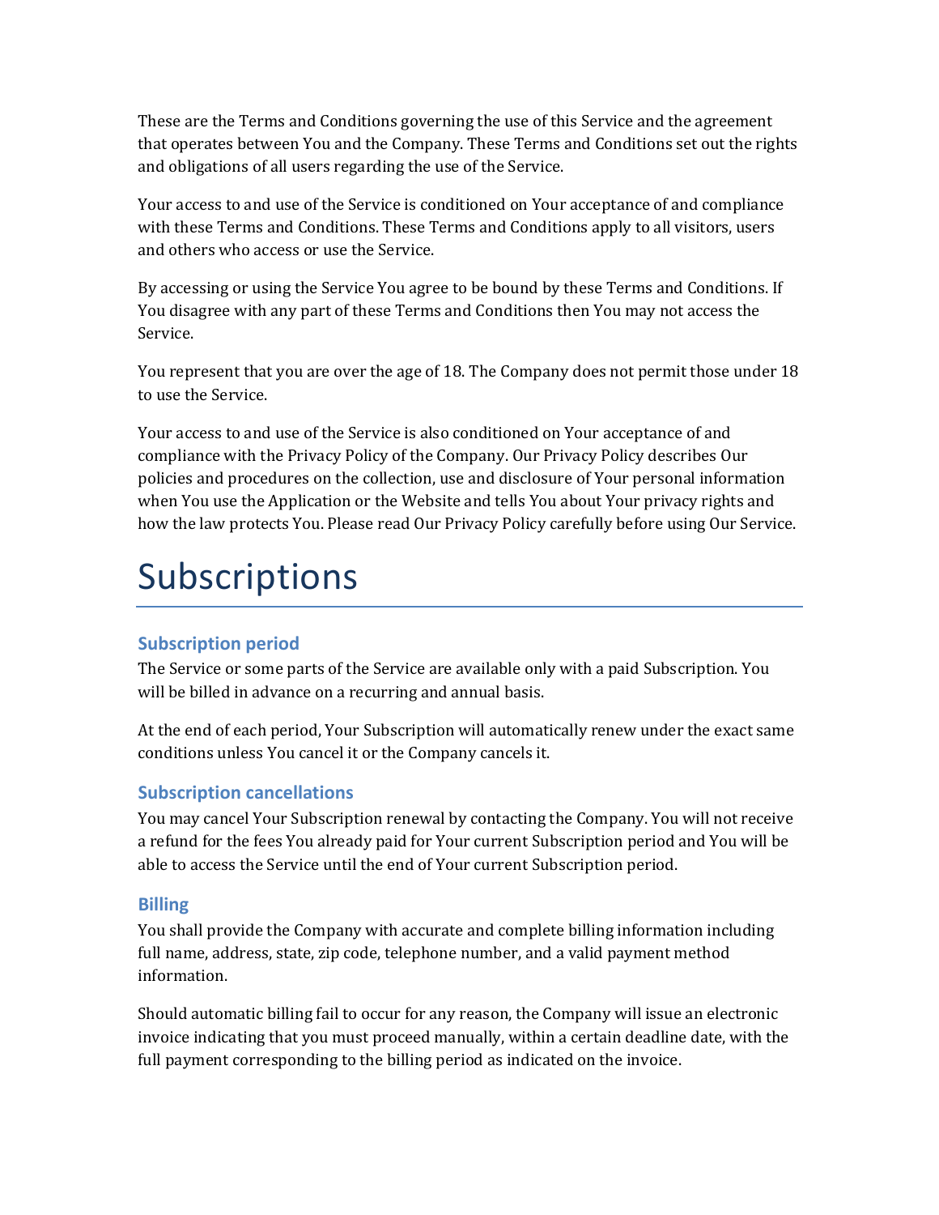These are the Terms and Conditions governing the use of this Service and the agreement that operates between You and the Company. These Terms and Conditions set out the rights and obligations of all users regarding the use of the Service.

Your access to and use of the Service is conditioned on Your acceptance of and compliance with these Terms and Conditions. These Terms and Conditions apply to all visitors, users and others who access or use the Service.

By accessing or using the Service You agree to be bound by these Terms and Conditions. If You disagree with any part of these Terms and Conditions then You may not access the Service.

You represent that you are over the age of 18. The Company does not permit those under 18 to use the Service.

Your access to and use of the Service is also conditioned on Your acceptance of and compliance with the Privacy Policy of the Company. Our Privacy Policy describes Our policies and procedures on the collection, use and disclosure of Your personal information when You use the Application or the Website and tells You about Your privacy rights and how the law protects You. Please read Our Privacy Policy carefully before using Our Service.

# Subscriptions

### Subscription period

The Service or some parts of the Service are available only with a paid Subscription. You will be billed in advance on a recurring and annual basis.

At the end of each period, Your Subscription will automatically renew under the exact same conditions unless You cancel it or the Company cancels it.

### Subscription cancellations

You may cancel Your Subscription renewal by contacting the Company. You will not receive a refund for the fees You already paid for Your current Subscription period and You will be able to access the Service until the end of Your current Subscription period.

### Billing

You shall provide the Company with accurate and complete billing information including full name, address, state, zip code, telephone number, and a valid payment method information.

Should automatic billing fail to occur for any reason, the Company will issue an electronic invoice indicating that you must proceed manually, within a certain deadline date, with the full payment corresponding to the billing period as indicated on the invoice.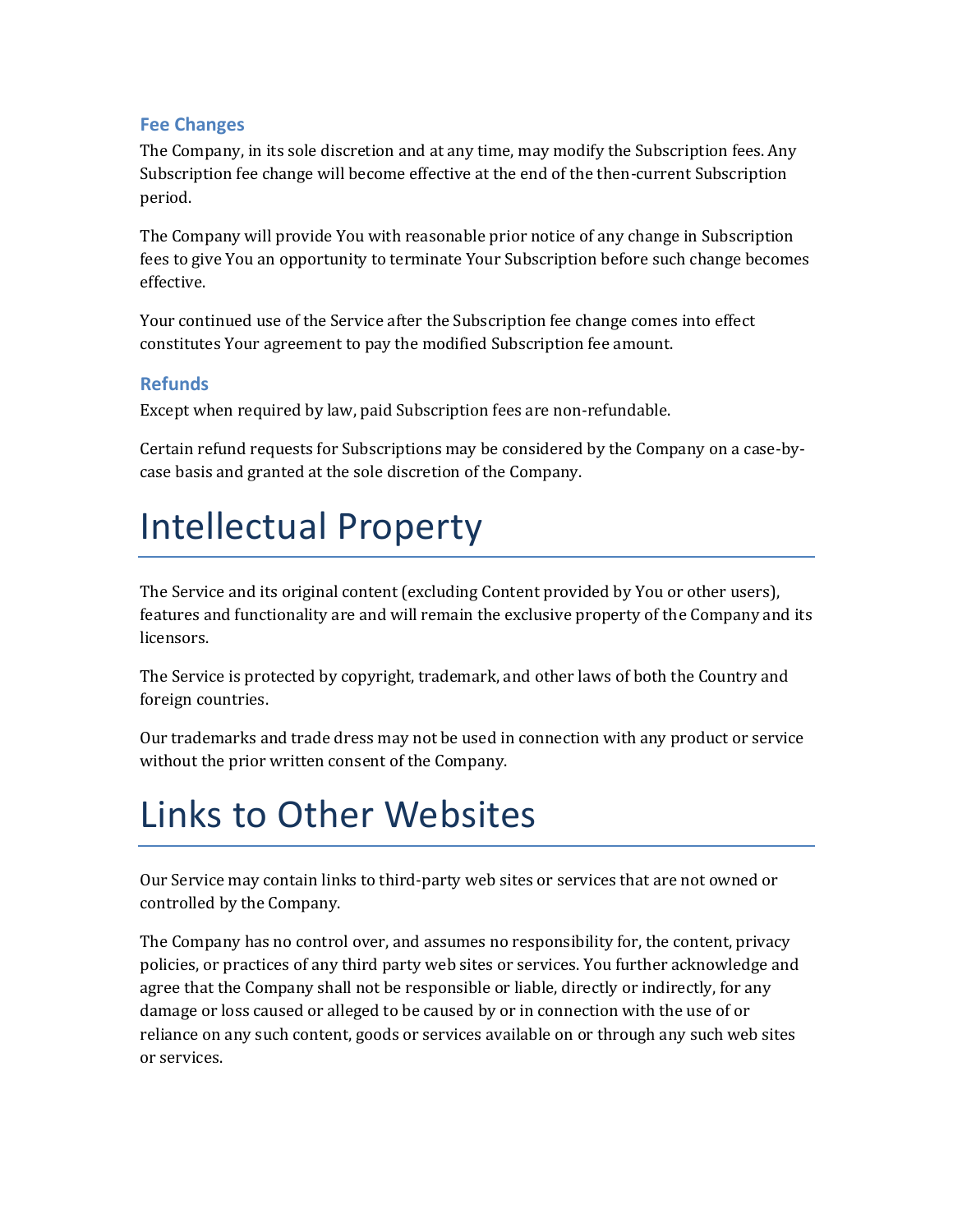### Fee Changes

The Company, in its sole discretion and at any time, may modify the Subscription fees. Any Subscription fee change will become effective at the end of the then-current Subscription period.

The Company will provide You with reasonable prior notice of any change in Subscription fees to give You an opportunity to terminate Your Subscription before such change becomes effective.

Your continued use of the Service after the Subscription fee change comes into effect constitutes Your agreement to pay the modified Subscription fee amount.

### Refunds

Except when required by law, paid Subscription fees are non-refundable.

Certain refund requests for Subscriptions may be considered by the Company on a case-by-case basis and granted at the sole discretion of the Company.

# Intellectual Property

The Service and its original content (excluding Content provided by You or other users), features and functionality are and will remain the exclusive property of the Company and its licensors.

The Service is protected by copyright, trademark, and other laws of both the Country and foreign countries.

Our trademarks and trade dress may not be used in connection with any product or service without the prior written consent of the Company.

# Links to Other Websites

Our Service may contain links to third-party web sites or services that are not owned or controlled by the Company.

The Company has no control over, and assumes no responsibility for, the content, privacy policies, or practices of any third party web sites or services. You further acknowledge and agree that the Company shall not be responsible or liable, directly or indirectly, for any damage or loss caused or alleged to be caused by or in connection with the use of or reliance on any such content, goods or services available on or through any such web sites or services.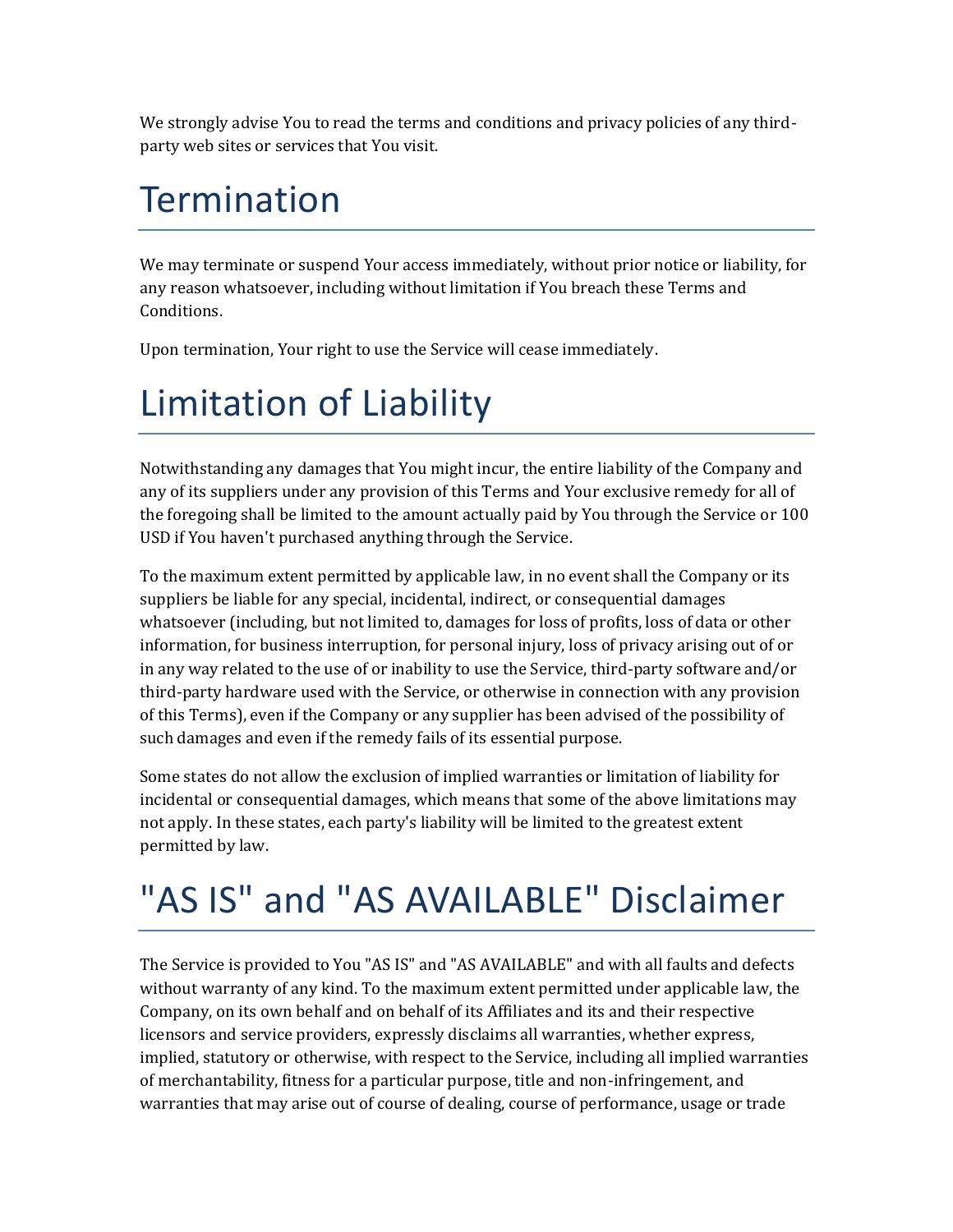We strongly advise You to read the terms and conditions and privacy policies of any third-party web sites or services that You visit.

# Termination

We may terminate or suspend Your access immediately, without prior notice or liability, for any reason whatsoever, including without limitation if You breach these Terms and Conditions.

Upon termination, Your right to use the Service will cease immediately.

# Limitation of Liability

Notwithstanding any damages that You might incur, the entire liability of the Company and any of its suppliers under any provision of this Terms and Your exclusive remedy for all of the foregoing shall be limited to the amount actually paid by You through the Service or 100 USD if You haven't purchased anything through the Service.

To the maximum extent permitted by applicable law, in no event shall the Company or its suppliers be liable for any special, incidental, indirect, or consequential damages whatsoever (including, but not limited to, damages for loss of profits, loss of data or other information, for business interruption, for personal injury, loss of privacy arising out of or in any way related to the use of or inability to use the Service, third-party software and/or third-party hardware used with the Service, or otherwise in connection with any provision of this Terms), even if the Company or any supplier has been advised of the possibility of such damages and even if the remedy fails of its essential purpose.

Some states do not allow the exclusion of implied warranties or limitation of liability for incidental or consequential damages, which means that some of the above limitations may not apply. In these states, each party's liability will be limited to the greatest extent permitted by law.

# "AS IS" and "AS AVAILABLE" Disclaimer

The Service is provided to You "AS IS" and "AS AVAILABLE" and with all faults and defects without warranty of any kind. To the maximum extent permitted under applicable law, the Company, on its own behalf and on behalf of its Affiliates and its and their respective licensors and service providers, expressly disclaims all warranties, whether express, implied, statutory or otherwise, with respect to the Service, including all implied warranties of merchantability, fitness for a particular purpose, title and non-infringement, and warranties that may arise out of course of dealing, course of performance, usage or trade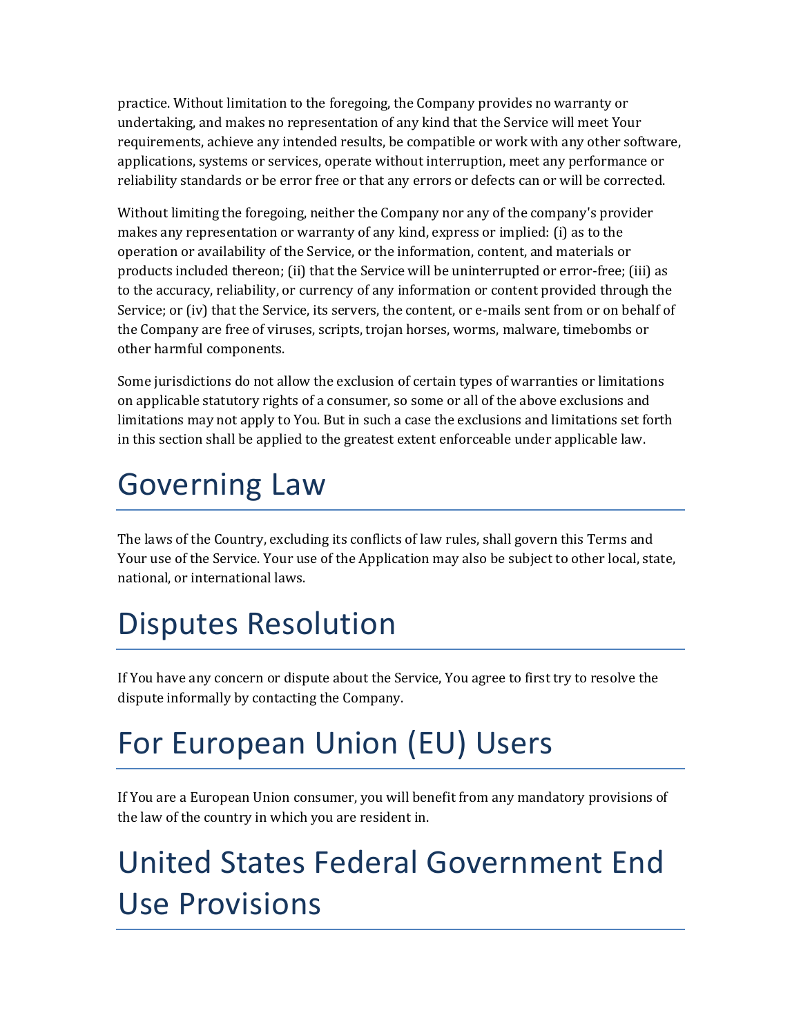practice. Without limitation to the foregoing, the Company provides no warranty or undertaking, and makes no representation of any kind that the Service will meet Your requirements, achieve any intended results, be compatible or work with any other software, applications, systems or services, operate without interruption, meet any performance or reliability standards or be error free or that any errors or defects can or will be corrected.

Without limiting the foregoing, neither the Company nor any of the company's provider makes any representation or warranty of any kind, express or implied: (i) as to the operation or availability of the Service, or the information, content, and materials or products included thereon; (ii) that the Service will be uninterrupted or error-free; (iii) as to the accuracy, reliability, or currency of any information or content provided through the Service; or (iv) that the Service, its servers, the content, or e-mails sent from or on behalf of the Company are free of viruses, scripts, trojan horses, worms, malware, timebombs or other harmful components.

Some jurisdictions do not allow the exclusion of certain types of warranties or limitations on applicable statutory rights of a consumer, so some or all of the above exclusions and limitations may not apply to You. But in such a case the exclusions and limitations set forth in this section shall be applied to the greatest extent enforceable under applicable law.

# Governing Law

The laws of the Country, excluding its conflicts of law rules, shall govern this Terms and Your use of the Service. Your use of the Application may also be subject to other local, state, national, or international laws.

# Disputes Resolution

If You have any concern or dispute about the Service, You agree to first try to resolve the dispute informally by contacting the Company.

# For European Union (EU) Users

If You are a European Union consumer, you will benefit from any mandatory provisions of the law of the country in which you are resident in.

# United States Federal Government End Use Provisions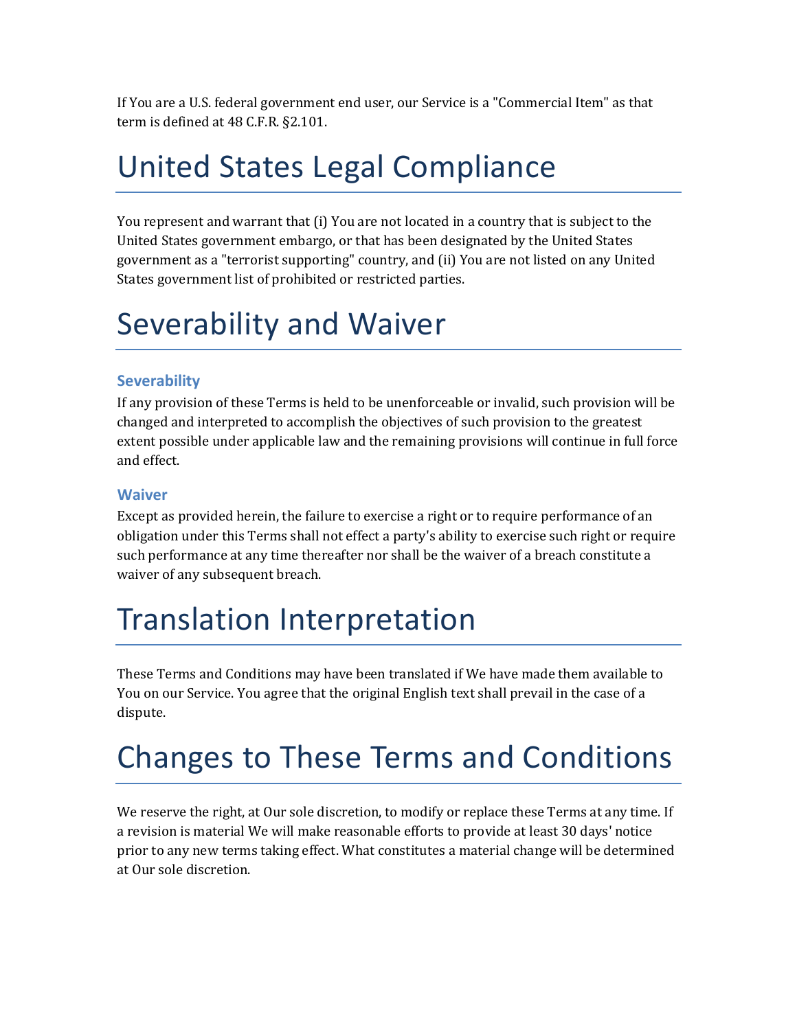If You are a U.S. federal government end user, our Service is a "Commercial Item" as that term is defined at 48 C.F.R. §2.101.

# United States Legal Compliance

You represent and warrant that (i) You are not located in a country that is subject to the United States government embargo, or that has been designated by the United States government as a "terrorist supporting" country, and (ii) You are not listed on any United States government list of prohibited or restricted parties.

# Severability and Waiver

### Severability

If any provision of these Terms is held to be unenforceable or invalid, such provision will be changed and interpreted to accomplish the objectives of such provision to the greatest extent possible under applicable law and the remaining provisions will continue in full force and effect.

### Waiver

Except as provided herein, the failure to exercise a right or to require performance of an obligation under this Terms shall not effect a party's ability to exercise such right or require such performance at any time thereafter nor shall be the waiver of a breach constitute a waiver of any subsequent breach.

# Translation Interpretation

These Terms and Conditions may have been translated if We have made them available to You on our Service. You agree that the original English text shall prevail in the case of a dispute.

# Changes to These Terms and Conditions

We reserve the right, at Our sole discretion, to modify or replace these Terms at any time. If a revision is material We will make reasonable efforts to provide at least 30 days' notice prior to any new terms taking effect. What constitutes a material change will be determined at Our sole discretion.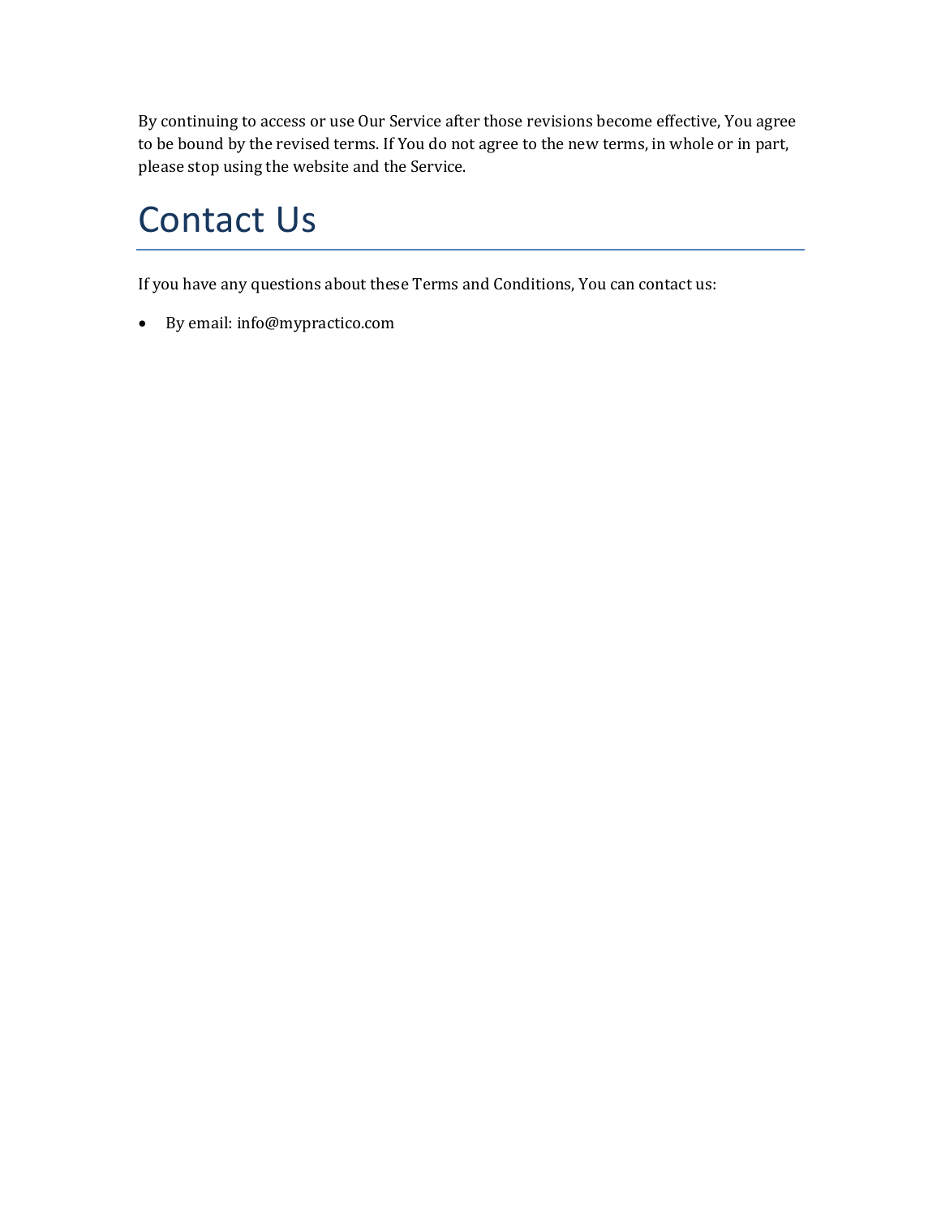By continuing to access or use Our Service after those revisions become effective, You agree to be bound by the revised terms. If You do not agree to the new terms, in whole or in part, please stop using the website and the Service.

# Contact Us

If you have any questions about these Terms and Conditions, You can contact us:

- By email: info@mypractico.com